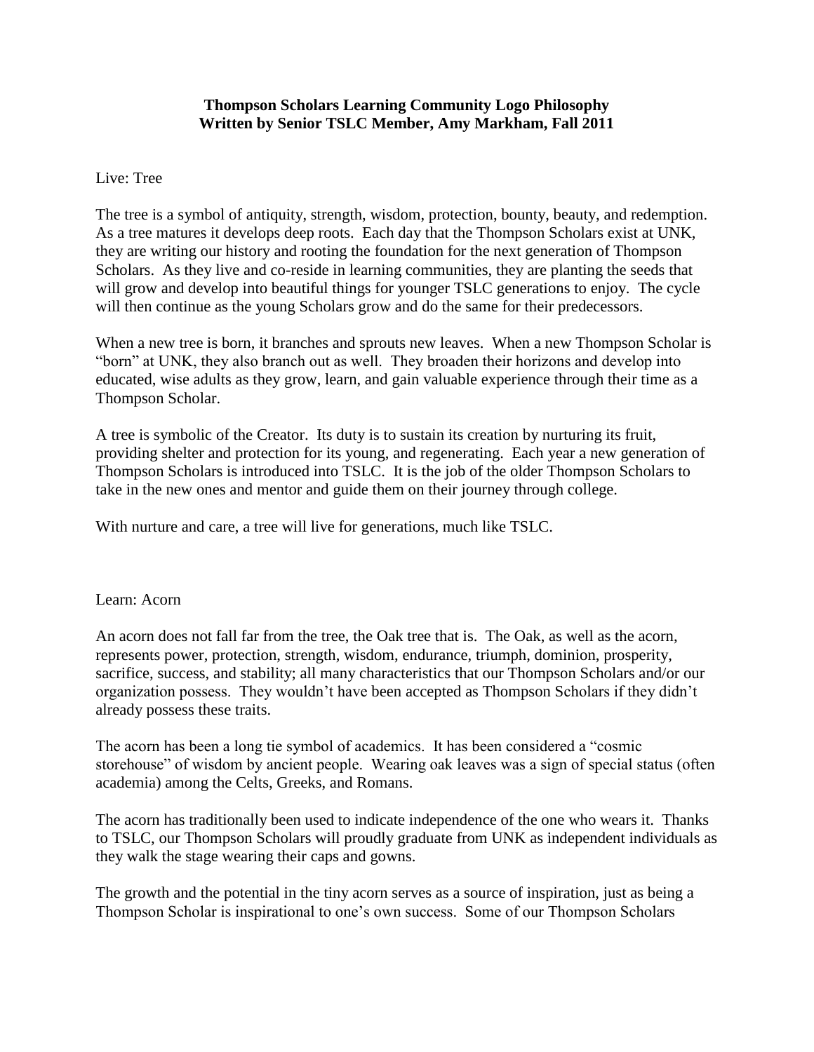**Thompson Scholars Learning Community Logo Philosophy**
**Written by Senior TSLC Member, Amy Markham, Fall 2011**

Live: Tree

The tree is a symbol of antiquity, strength, wisdom, protection, bounty, beauty, and redemption. As a tree matures it develops deep roots. Each day that the Thompson Scholars exist at UNK, they are writing our history and rooting the foundation for the next generation of Thompson Scholars. As they live and co-reside in learning communities, they are planting the seeds that will grow and develop into beautiful things for younger TSLC generations to enjoy. The cycle will then continue as the young Scholars grow and do the same for their predecessors.

When a new tree is born, it branches and sprouts new leaves. When a new Thompson Scholar is "born" at UNK, they also branch out as well. They broaden their horizons and develop into educated, wise adults as they grow, learn, and gain valuable experience through their time as a Thompson Scholar.

A tree is symbolic of the Creator. Its duty is to sustain its creation by nurturing its fruit, providing shelter and protection for its young, and regenerating. Each year a new generation of Thompson Scholars is introduced into TSLC. It is the job of the older Thompson Scholars to take in the new ones and mentor and guide them on their journey through college.

With nurture and care, a tree will live for generations, much like TSLC.

Learn: Acorn

An acorn does not fall far from the tree, the Oak tree that is. The Oak, as well as the acorn, represents power, protection, strength, wisdom, endurance, triumph, dominion, prosperity, sacrifice, success, and stability; all many characteristics that our Thompson Scholars and/or our organization possess. They wouldn't have been accepted as Thompson Scholars if they didn't already possess these traits.

The acorn has been a long tie symbol of academics. It has been considered a "cosmic storehouse" of wisdom by ancient people. Wearing oak leaves was a sign of special status (often academia) among the Celts, Greeks, and Romans.

The acorn has traditionally been used to indicate independence of the one who wears it. Thanks to TSLC, our Thompson Scholars will proudly graduate from UNK as independent individuals as they walk the stage wearing their caps and gowns.

The growth and the potential in the tiny acorn serves as a source of inspiration, just as being a Thompson Scholar is inspirational to one's own success. Some of our Thompson Scholars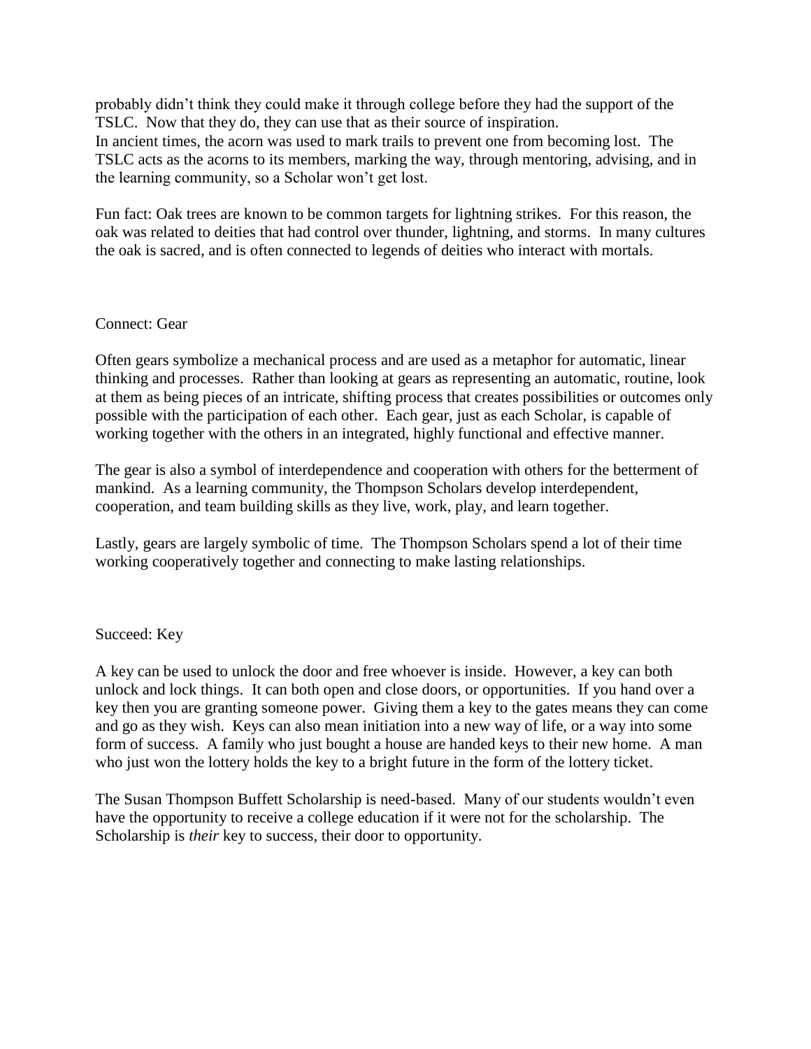probably didn't think they could make it through college before they had the support of the TSLC. Now that they do, they can use that as their source of inspiration.
In ancient times, the acorn was used to mark trails to prevent one from becoming lost. The TSLC acts as the acorns to its members, marking the way, through mentoring, advising, and in the learning community, so a Scholar won't get lost.

Fun fact: Oak trees are known to be common targets for lightning strikes. For this reason, the oak was related to deities that had control over thunder, lightning, and storms. In many cultures the oak is sacred, and is often connected to legends of deities who interact with mortals.

Connect: Gear

Often gears symbolize a mechanical process and are used as a metaphor for automatic, linear thinking and processes. Rather than looking at gears as representing an automatic, routine, look at them as being pieces of an intricate, shifting process that creates possibilities or outcomes only possible with the participation of each other. Each gear, just as each Scholar, is capable of working together with the others in an integrated, highly functional and effective manner.

The gear is also a symbol of interdependence and cooperation with others for the betterment of mankind. As a learning community, the Thompson Scholars develop interdependent, cooperation, and team building skills as they live, work, play, and learn together.

Lastly, gears are largely symbolic of time. The Thompson Scholars spend a lot of their time working cooperatively together and connecting to make lasting relationships.

Succeed: Key

A key can be used to unlock the door and free whoever is inside. However, a key can both unlock and lock things. It can both open and close doors, or opportunities. If you hand over a key then you are granting someone power. Giving them a key to the gates means they can come and go as they wish. Keys can also mean initiation into a new way of life, or a way into some form of success. A family who just bought a house are handed keys to their new home. A man who just won the lottery holds the key to a bright future in the form of the lottery ticket.

The Susan Thompson Buffett Scholarship is need-based. Many of our students wouldn't even have the opportunity to receive a college education if it were not for the scholarship. The Scholarship is *their* key to success, their door to opportunity.